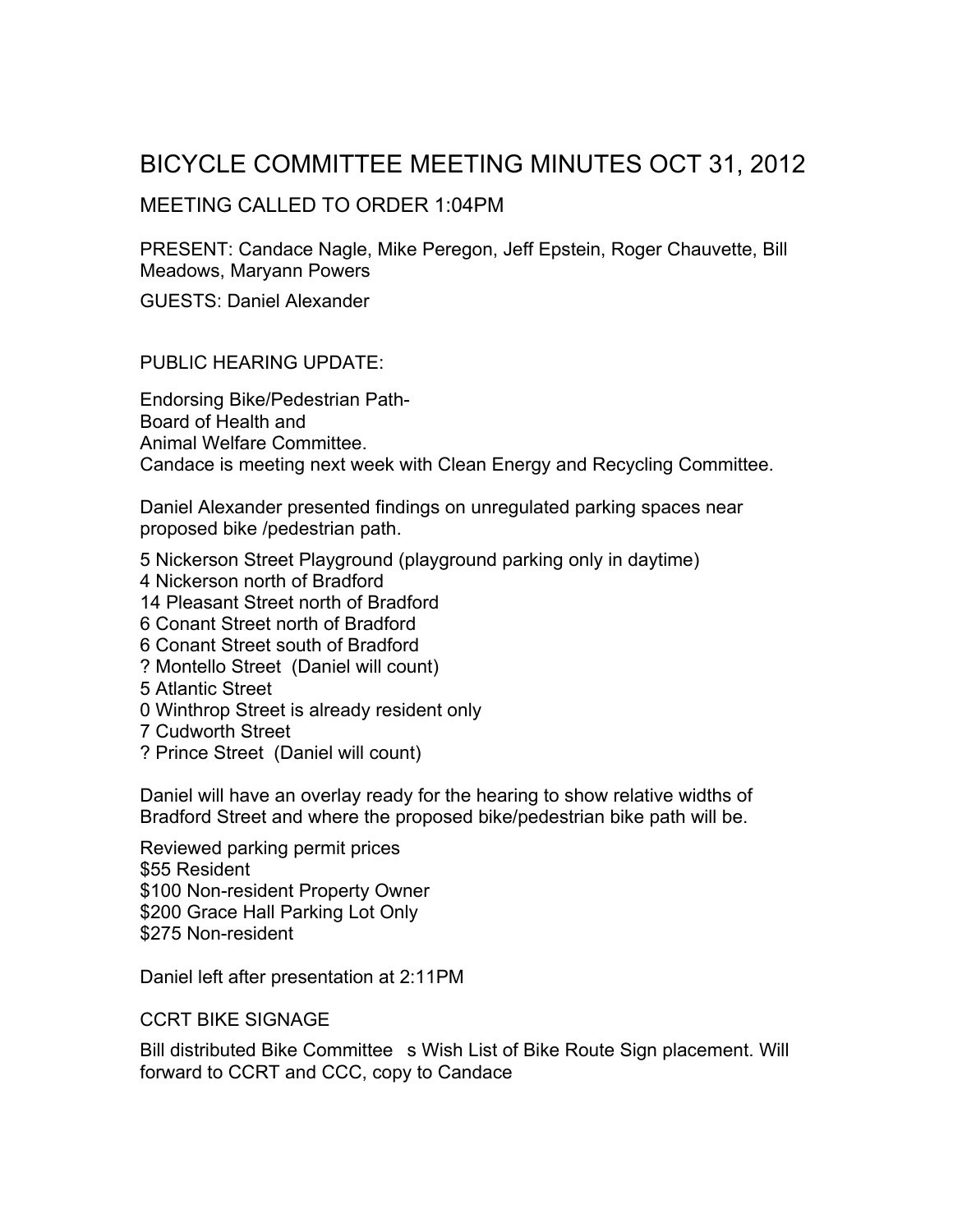# BICYCLE COMMITTEE MEETING MINUTES OCT 31, 2012

MEETING CALLED TO ORDER 1:04PM

PRESENT: Candace Nagle, Mike Peregon, Jeff Epstein, Roger Chauvette, Bill Meadows, Maryann Powers

GUESTS: Daniel Alexander

PUBLIC HEARING UPDATE:

Endorsing Bike/Pedestrian Path-
Board of Health and
Animal Welfare Committee.
Candace is meeting next week with Clean Energy and Recycling Committee.

Daniel Alexander presented findings on unregulated parking spaces near proposed bike /pedestrian path.

5 Nickerson Street Playground (playground parking only in daytime)
4 Nickerson north of Bradford
14 Pleasant Street north of Bradford
6 Conant Street north of Bradford
6 Conant Street south of Bradford
? Montello Street (Daniel will count)
5 Atlantic Street
0 Winthrop Street is already resident only
7 Cudworth Street
? Prince Street (Daniel will count)

Daniel will have an overlay ready for the hearing to show relative widths of Bradford Street and where the proposed bike/pedestrian bike path will be.

Reviewed parking permit prices
$55 Resident
$100 Non-resident Property Owner
$200 Grace Hall Parking Lot Only
$275 Non-resident

Daniel left after presentation at 2:11PM

CCRT BIKE SIGNAGE

Bill distributed Bike Committee s Wish List of Bike Route Sign placement. Will forward to CCRT and CCC, copy to Candace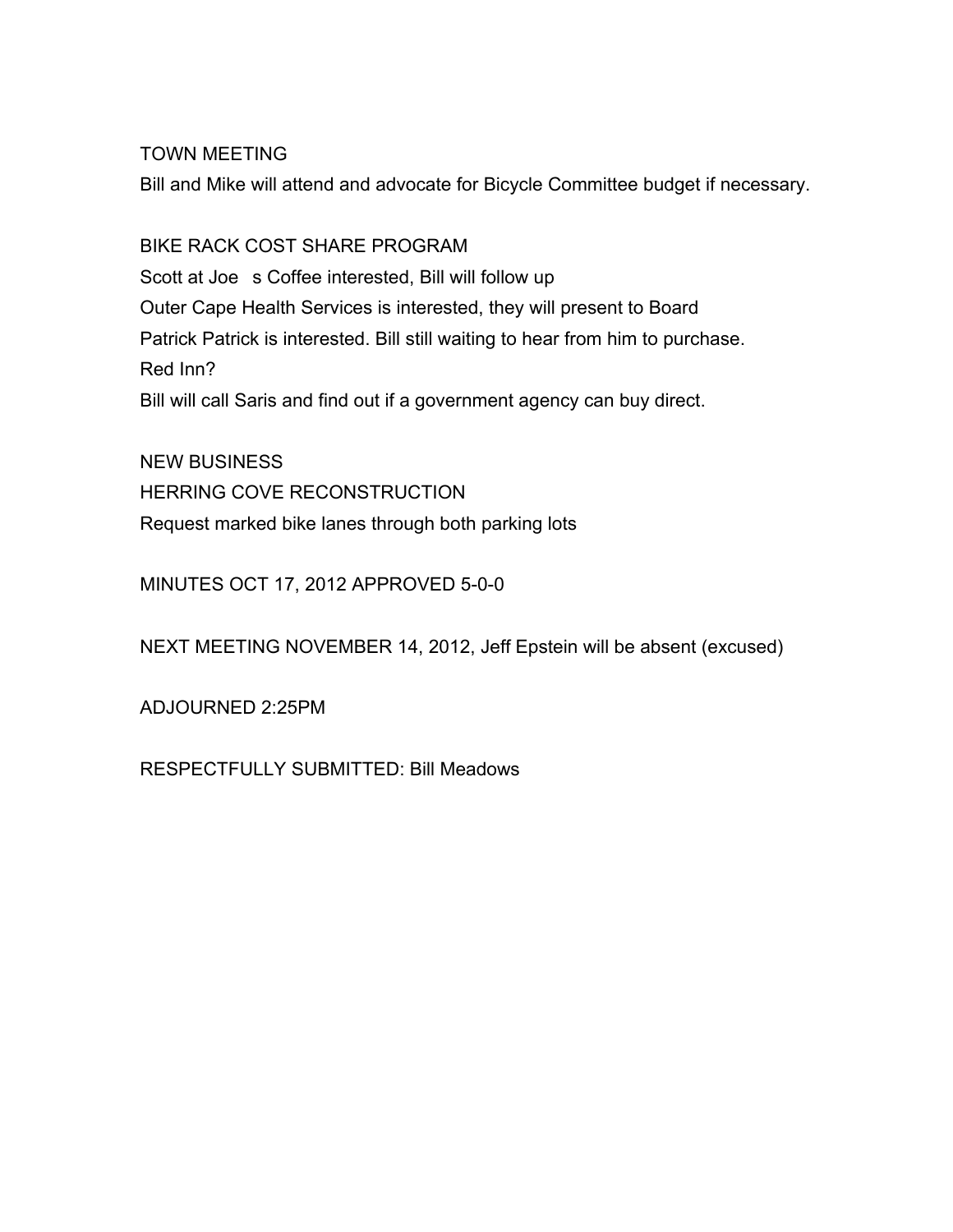TOWN MEETING

Bill and Mike will attend and advocate for Bicycle Committee budget if necessary.

BIKE RACK COST SHARE PROGRAM

Scott at Joe s Coffee interested, Bill will follow up

Outer Cape Health Services is interested, they will present to Board

Patrick Patrick is interested. Bill still waiting to hear from him to purchase.

Red Inn?

Bill will call Saris and find out if a government agency can buy direct.

NEW BUSINESS

HERRING COVE RECONSTRUCTION

Request marked bike lanes through both parking lots

MINUTES OCT 17, 2012 APPROVED 5-0-0

NEXT MEETING NOVEMBER 14, 2012, Jeff Epstein will be absent (excused)

ADJOURNED 2:25PM

RESPECTFULLY SUBMITTED: Bill Meadows